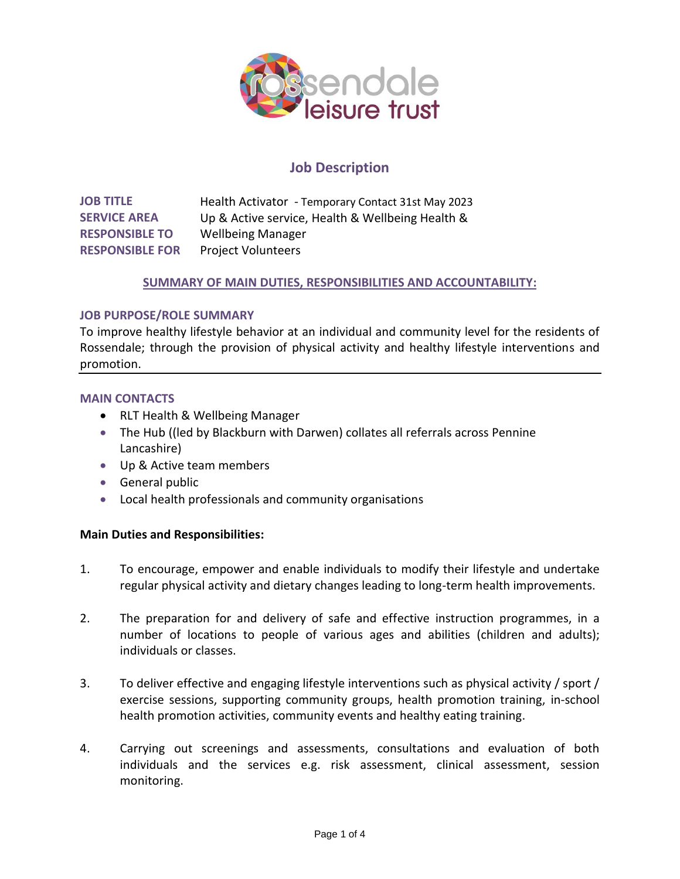rossendale leisure trust

# Job Description

| | |
|---|---|
| **JOB TITLE** | Health Activator - Temporary Contact 31st May 2023 |
| **SERVICE AREA** | Up & Active service, Health & Wellbeing Health & |
| **RESPONSIBLE TO** | Wellbeing Manager |
| **RESPONSIBLE FOR** | Project Volunteers |

## SUMMARY OF MAIN DUTIES, RESPONSIBILITIES AND ACCOUNTABILITY:

### JOB PURPOSE/ROLE SUMMARY

To improve healthy lifestyle behavior at an individual and community level for the residents of Rossendale; through the provision of physical activity and healthy lifestyle interventions and promotion.

---

### MAIN CONTACTS

- RLT Health & Wellbeing Manager
- The Hub ((led by Blackburn with Darwen) collates all referrals across Pennine Lancashire)
- Up & Active team members
- General public
- Local health professionals and community organisations

**Main Duties and Responsibilities:**

1. To encourage, empower and enable individuals to modify their lifestyle and undertake regular physical activity and dietary changes leading to long-term health improvements.

2. The preparation for and delivery of safe and effective instruction programmes, in a number of locations to people of various ages and abilities (children and adults); individuals or classes.

3. To deliver effective and engaging lifestyle interventions such as physical activity / sport / exercise sessions, supporting community groups, health promotion training, in-school health promotion activities, community events and healthy eating training.

4. Carrying out screenings and assessments, consultations and evaluation of both individuals and the services e.g. risk assessment, clinical assessment, session monitoring.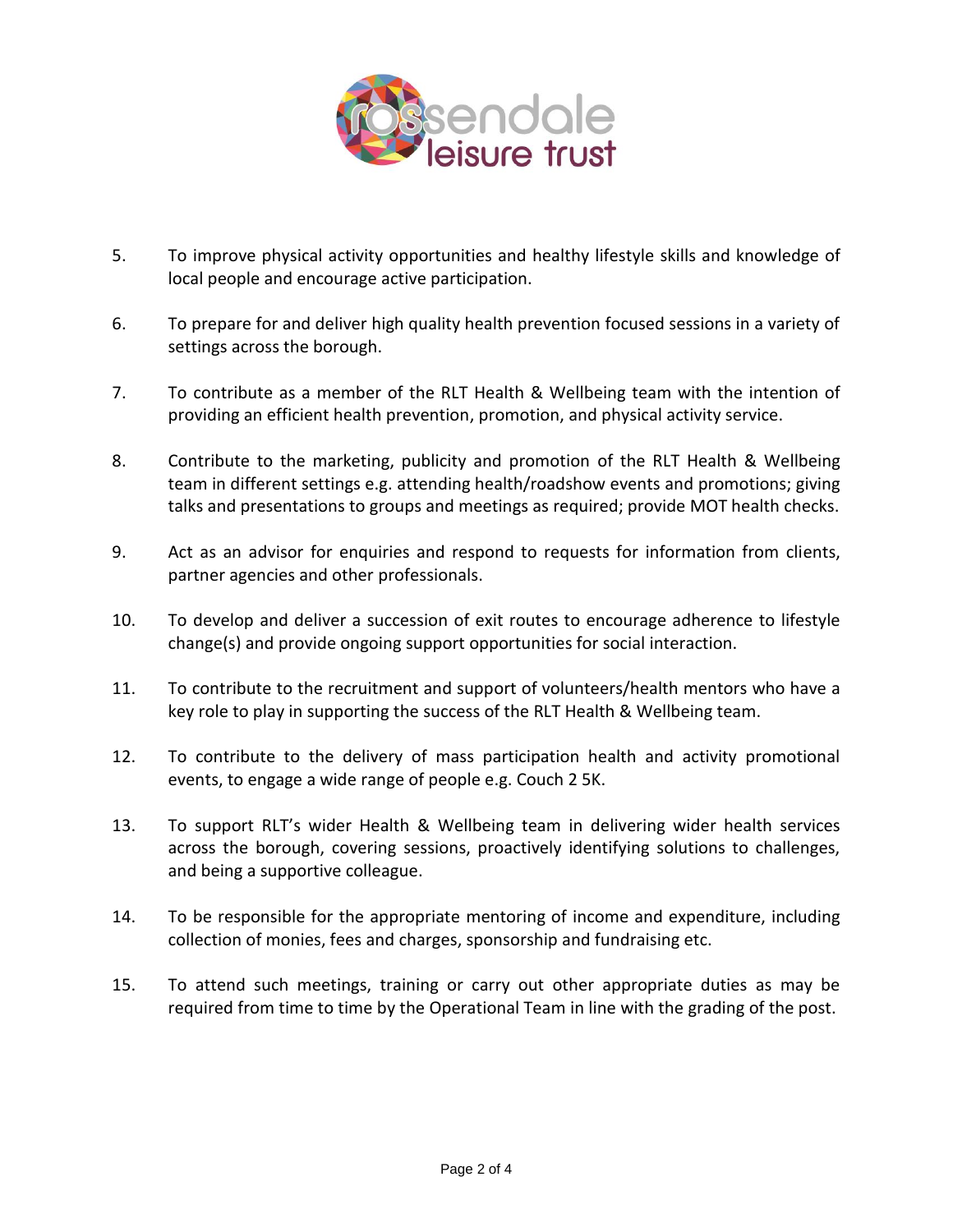5. To improve physical activity opportunities and healthy lifestyle skills and knowledge of local people and encourage active participation.

6. To prepare for and deliver high quality health prevention focused sessions in a variety of settings across the borough.

7. To contribute as a member of the RLT Health & Wellbeing team with the intention of providing an efficient health prevention, promotion, and physical activity service.

8. Contribute to the marketing, publicity and promotion of the RLT Health & Wellbeing team in different settings e.g. attending health/roadshow events and promotions; giving talks and presentations to groups and meetings as required; provide MOT health checks.

9. Act as an advisor for enquiries and respond to requests for information from clients, partner agencies and other professionals.

10. To develop and deliver a succession of exit routes to encourage adherence to lifestyle change(s) and provide ongoing support opportunities for social interaction.

11. To contribute to the recruitment and support of volunteers/health mentors who have a key role to play in supporting the success of the RLT Health & Wellbeing team.

12. To contribute to the delivery of mass participation health and activity promotional events, to engage a wide range of people e.g. Couch 2 5K.

13. To support RLT's wider Health & Wellbeing team in delivering wider health services across the borough, covering sessions, proactively identifying solutions to challenges, and being a supportive colleague.

14. To be responsible for the appropriate mentoring of income and expenditure, including collection of monies, fees and charges, sponsorship and fundraising etc.

15. To attend such meetings, training or carry out other appropriate duties as may be required from time to time by the Operational Team in line with the grading of the post.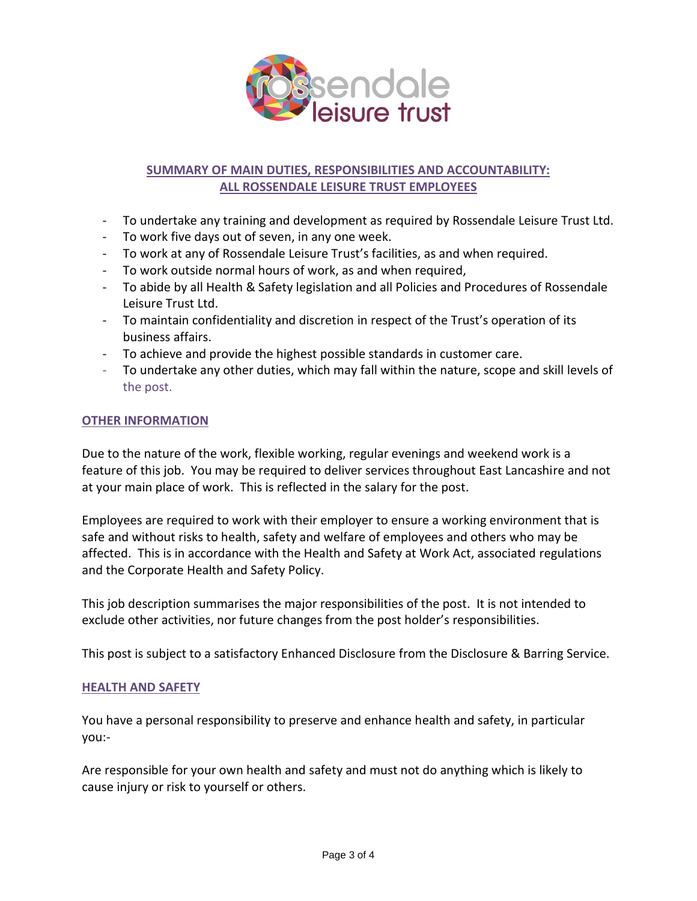## SUMMARY OF MAIN DUTIES, RESPONSIBILITIES AND ACCOUNTABILITY: ALL ROSSENDALE LEISURE TRUST EMPLOYEES

- To undertake any training and development as required by Rossendale Leisure Trust Ltd.
- To work five days out of seven, in any one week.
- To work at any of Rossendale Leisure Trust's facilities, as and when required.
- To work outside normal hours of work, as and when required,
- To abide by all Health & Safety legislation and all Policies and Procedures of Rossendale Leisure Trust Ltd.
- To maintain confidentiality and discretion in respect of the Trust's operation of its business affairs.
- To achieve and provide the highest possible standards in customer care.
- To undertake any other duties, which may fall within the nature, scope and skill levels of the post.

### OTHER INFORMATION

Due to the nature of the work, flexible working, regular evenings and weekend work is a feature of this job. You may be required to deliver services throughout East Lancashire and not at your main place of work. This is reflected in the salary for the post.

Employees are required to work with their employer to ensure a working environment that is safe and without risks to health, safety and welfare of employees and others who may be affected. This is in accordance with the Health and Safety at Work Act, associated regulations and the Corporate Health and Safety Policy.

This job description summarises the major responsibilities of the post. It is not intended to exclude other activities, nor future changes from the post holder's responsibilities.

This post is subject to a satisfactory Enhanced Disclosure from the Disclosure & Barring Service.

### HEALTH AND SAFETY

You have a personal responsibility to preserve and enhance health and safety, in particular you:-

Are responsible for your own health and safety and must not do anything which is likely to cause injury or risk to yourself or others.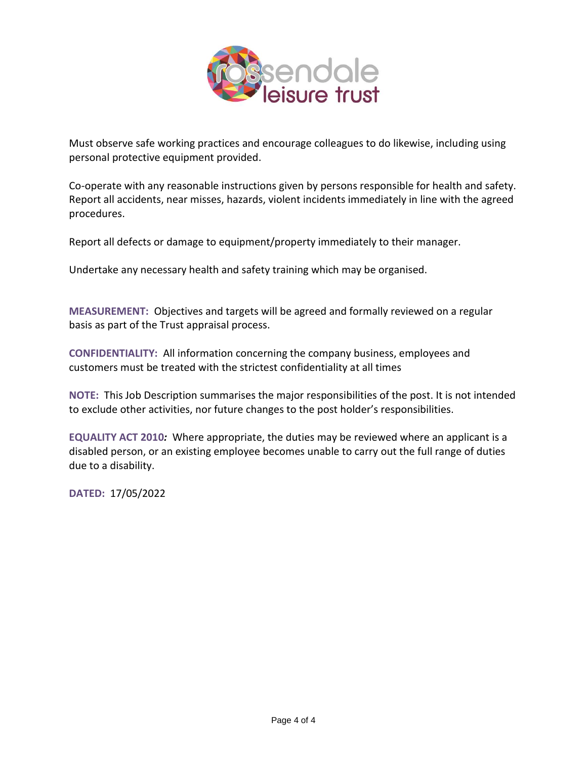Must observe safe working practices and encourage colleagues to do likewise, including using personal protective equipment provided.

Co-operate with any reasonable instructions given by persons responsible for health and safety. Report all accidents, near misses, hazards, violent incidents immediately in line with the agreed procedures.

Report all defects or damage to equipment/property immediately to their manager.

Undertake any necessary health and safety training which may be organised.

**MEASUREMENT:** Objectives and targets will be agreed and formally reviewed on a regular basis as part of the Trust appraisal process.

**CONFIDENTIALITY:** All information concerning the company business, employees and customers must be treated with the strictest confidentiality at all times

**NOTE:** This Job Description summarises the major responsibilities of the post. It is not intended to exclude other activities, nor future changes to the post holder's responsibilities.

**EQUALITY ACT 2010*:*** Where appropriate, the duties may be reviewed where an applicant is a disabled person, or an existing employee becomes unable to carry out the full range of duties due to a disability.

**DATED:** 17/05/2022